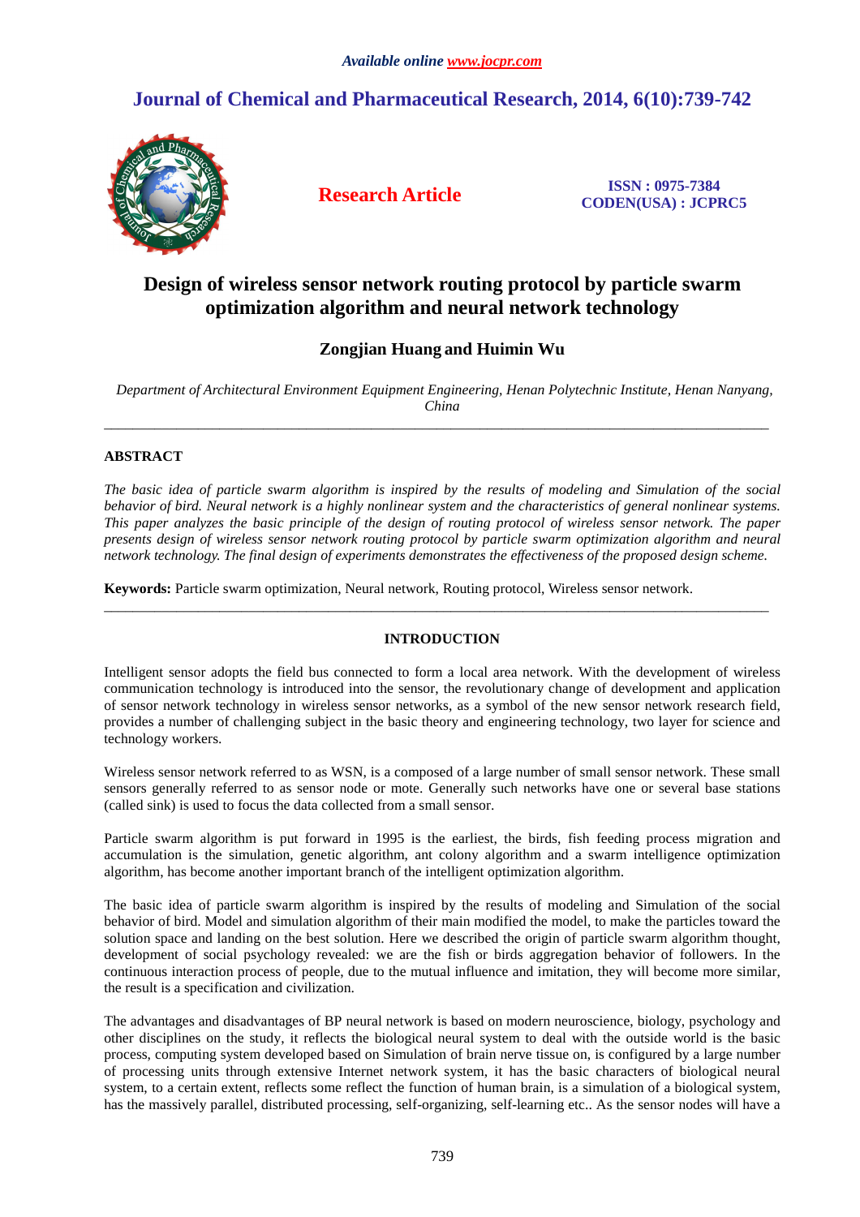*Available online www.jocpr.com*

# Journal of Chemical and Pharmaceutical Research, 2014, 6(10):739-742

**Research Article**

**ISSN : 0975-7384**
**CODEN(USA) : JCPRC5**

# Design of wireless sensor network routing protocol by particle swarm optimization algorithm and neural network technology

**Zongjian Huang and Huimin Wu**

*Department of Architectural Environment Equipment Engineering, Henan Polytechnic Institute, Henan Nanyang, China*

---

## ABSTRACT

*The basic idea of particle swarm algorithm is inspired by the results of modeling and Simulation of the social behavior of bird. Neural network is a highly nonlinear system and the characteristics of general nonlinear systems. This paper analyzes the basic principle of the design of routing protocol of wireless sensor network. The paper presents design of wireless sensor network routing protocol by particle swarm optimization algorithm and neural network technology. The final design of experiments demonstrates the effectiveness of the proposed design scheme.*

**Keywords:** Particle swarm optimization, Neural network, Routing protocol, Wireless sensor network.

---

## INTRODUCTION

Intelligent sensor adopts the field bus connected to form a local area network. With the development of wireless communication technology is introduced into the sensor, the revolutionary change of development and application of sensor network technology in wireless sensor networks, as a symbol of the new sensor network research field, provides a number of challenging subject in the basic theory and engineering technology, two layer for science and technology workers.

Wireless sensor network referred to as WSN, is a composed of a large number of small sensor network. These small sensors generally referred to as sensor node or mote. Generally such networks have one or several base stations (called sink) is used to focus the data collected from a small sensor.

Particle swarm algorithm is put forward in 1995 is the earliest, the birds, fish feeding process migration and accumulation is the simulation, genetic algorithm, ant colony algorithm and a swarm intelligence optimization algorithm, has become another important branch of the intelligent optimization algorithm.

The basic idea of particle swarm algorithm is inspired by the results of modeling and Simulation of the social behavior of bird. Model and simulation algorithm of their main modified the model, to make the particles toward the solution space and landing on the best solution. Here we described the origin of particle swarm algorithm thought, development of social psychology revealed: we are the fish or birds aggregation behavior of followers. In the continuous interaction process of people, due to the mutual influence and imitation, they will become more similar, the result is a specification and civilization.

The advantages and disadvantages of BP neural network is based on modern neuroscience, biology, psychology and other disciplines on the study, it reflects the biological neural system to deal with the outside world is the basic process, computing system developed based on Simulation of brain nerve tissue on, is configured by a large number of processing units through extensive Internet network system, it has the basic characters of biological neural system, to a certain extent, reflects some reflect the function of human brain, is a simulation of a biological system, has the massively parallel, distributed processing, self-organizing, self-learning etc.. As the sensor nodes will have a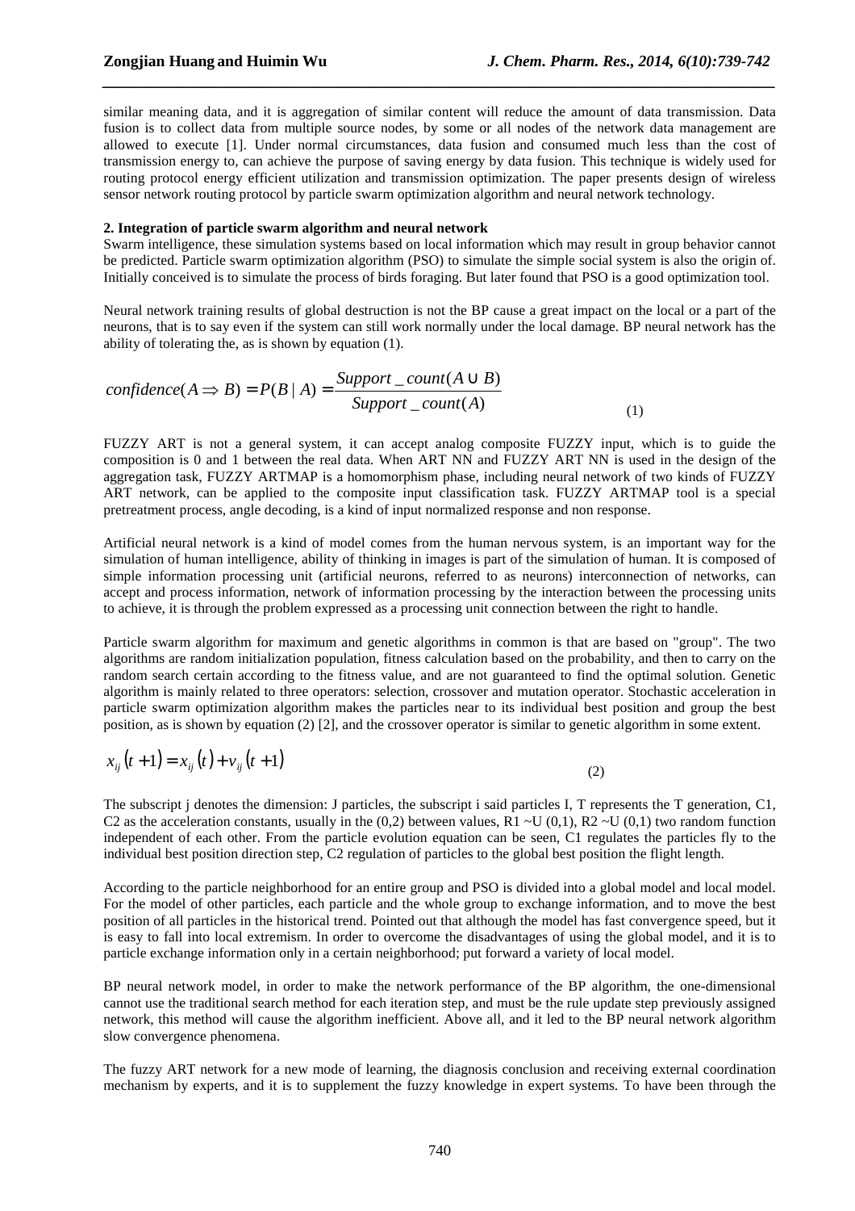similar meaning data, and it is aggregation of similar content will reduce the amount of data transmission. Data fusion is to collect data from multiple source nodes, by some or all nodes of the network data management are allowed to execute [1]. Under normal circumstances, data fusion and consumed much less than the cost of transmission energy to, can achieve the purpose of saving energy by data fusion. This technique is widely used for routing protocol energy efficient utilization and transmission optimization. The paper presents design of wireless sensor network routing protocol by particle swarm optimization algorithm and neural network technology.

**2. Integration of particle swarm algorithm and neural network**

Swarm intelligence, these simulation systems based on local information which may result in group behavior cannot be predicted. Particle swarm optimization algorithm (PSO) to simulate the simple social system is also the origin of. Initially conceived is to simulate the process of birds foraging. But later found that PSO is a good optimization tool.

Neural network training results of global destruction is not the BP cause a great impact on the local or a part of the neurons, that is to say even if the system can still work normally under the local damage. BP neural network has the ability of tolerating the, as is shown by equation (1).

$$confidence(A \Rightarrow B) = P(B \mid A) = \frac{Support\_count(A \cup B)}{Support\_count(A)} \tag{1}$$

FUZZY ART is not a general system, it can accept analog composite FUZZY input, which is to guide the composition is 0 and 1 between the real data. When ART NN and FUZZY ART NN is used in the design of the aggregation task, FUZZY ARTMAP is a homomorphism phase, including neural network of two kinds of FUZZY ART network, can be applied to the composite input classification task. FUZZY ARTMAP tool is a special pretreatment process, angle decoding, is a kind of input normalized response and non response.

Artificial neural network is a kind of model comes from the human nervous system, is an important way for the simulation of human intelligence, ability of thinking in images is part of the simulation of human. It is composed of simple information processing unit (artificial neurons, referred to as neurons) interconnection of networks, can accept and process information, network of information processing by the interaction between the processing units to achieve, it is through the problem expressed as a processing unit connection between the right to handle.

Particle swarm algorithm for maximum and genetic algorithms in common is that are based on "group". The two algorithms are random initialization population, fitness calculation based on the probability, and then to carry on the random search certain according to the fitness value, and are not guaranteed to find the optimal solution. Genetic algorithm is mainly related to three operators: selection, crossover and mutation operator. Stochastic acceleration in particle swarm optimization algorithm makes the particles near to its individual best position and group the best position, as is shown by equation (2) [2], and the crossover operator is similar to genetic algorithm in some extent.

$$x_{ij}(t+1) = x_{ij}(t) + v_{ij}(t+1) \tag{2}$$

The subscript j denotes the dimension: J particles, the subscript i said particles I, T represents the T generation, C1, C2 as the acceleration constants, usually in the (0,2) between values, R1 ~U (0,1), R2 ~U (0,1) two random function independent of each other. From the particle evolution equation can be seen, C1 regulates the particles fly to the individual best position direction step, C2 regulation of particles to the global best position the flight length.

According to the particle neighborhood for an entire group and PSO is divided into a global model and local model. For the model of other particles, each particle and the whole group to exchange information, and to move the best position of all particles in the historical trend. Pointed out that although the model has fast convergence speed, but it is easy to fall into local extremism. In order to overcome the disadvantages of using the global model, and it is to particle exchange information only in a certain neighborhood; put forward a variety of local model.

BP neural network model, in order to make the network performance of the BP algorithm, the one-dimensional cannot use the traditional search method for each iteration step, and must be the rule update step previously assigned network, this method will cause the algorithm inefficient. Above all, and it led to the BP neural network algorithm slow convergence phenomena.

The fuzzy ART network for a new mode of learning, the diagnosis conclusion and receiving external coordination mechanism by experts, and it is to supplement the fuzzy knowledge in expert systems. To have been through the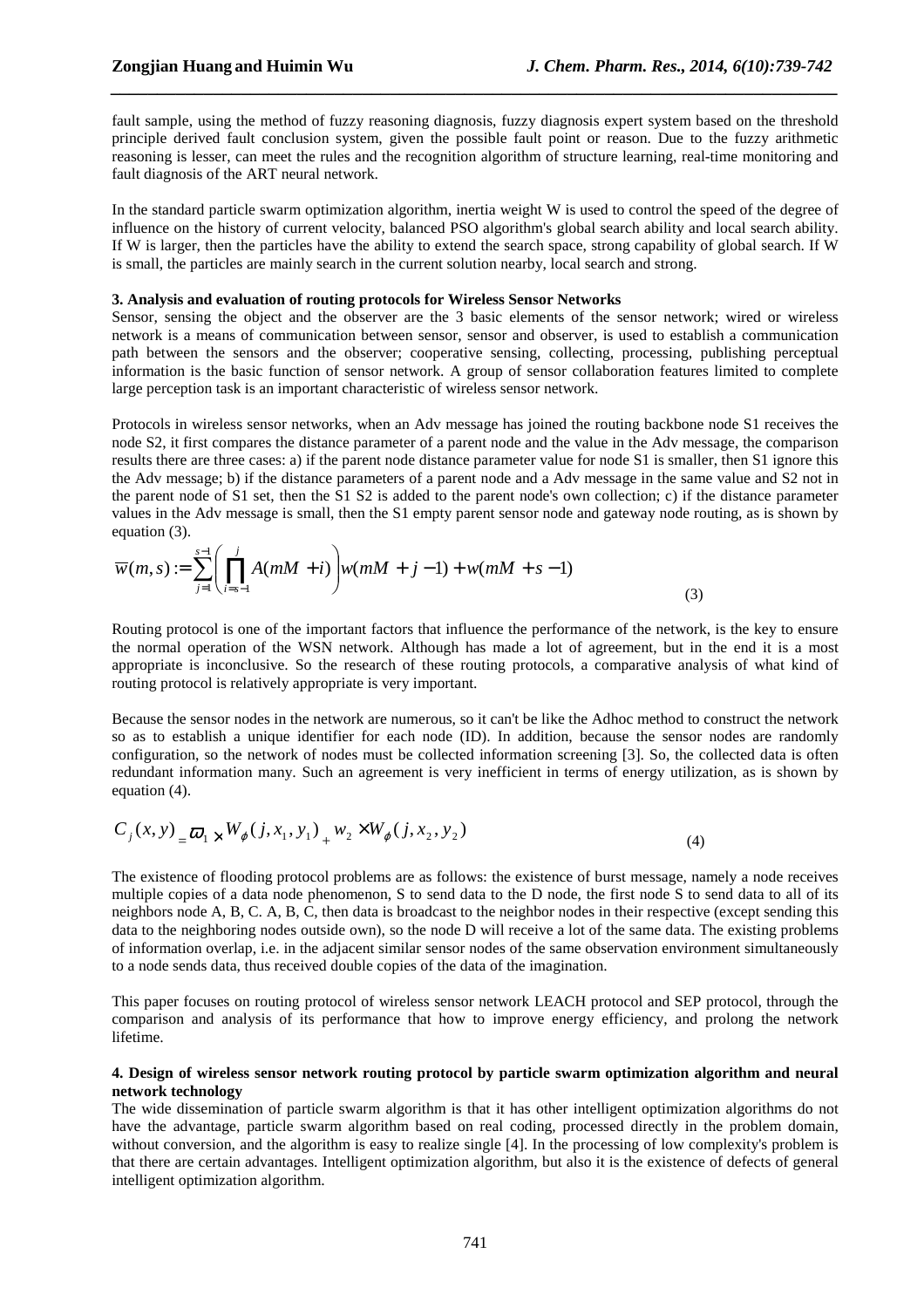fault sample, using the method of fuzzy reasoning diagnosis, fuzzy diagnosis expert system based on the threshold principle derived fault conclusion system, given the possible fault point or reason. Due to the fuzzy arithmetic reasoning is lesser, can meet the rules and the recognition algorithm of structure learning, real-time monitoring and fault diagnosis of the ART neural network.

In the standard particle swarm optimization algorithm, inertia weight W is used to control the speed of the degree of influence on the history of current velocity, balanced PSO algorithm's global search ability and local search ability. If W is larger, then the particles have the ability to extend the search space, strong capability of global search. If W is small, the particles are mainly search in the current solution nearby, local search and strong.

**3. Analysis and evaluation of routing protocols for Wireless Sensor Networks**

Sensor, sensing the object and the observer are the 3 basic elements of the sensor network; wired or wireless network is a means of communication between sensor, sensor and observer, is used to establish a communication path between the sensors and the observer; cooperative sensing, collecting, processing, publishing perceptual information is the basic function of sensor network. A group of sensor collaboration features limited to complete large perception task is an important characteristic of wireless sensor network.

Protocols in wireless sensor networks, when an Adv message has joined the routing backbone node S1 receives the node S2, it first compares the distance parameter of a parent node and the value in the Adv message, the comparison results there are three cases: a) if the parent node distance parameter value for node S1 is smaller, then S1 ignore this the Adv message; b) if the distance parameters of a parent node and a Adv message in the same value and S2 not in the parent node of S1 set, then the S1 S2 is added to the parent node's own collection; c) if the distance parameter values in the Adv message is small, then the S1 empty parent sensor node and gateway node routing, as is shown by equation (3).

$$\overline{w}(m,s) := \sum_{j=1}^{s-1}\left(\prod_{i=s-1}^{j} A(mM+i)\right) w(mM+j-1) + w(mM+s-1) \tag{3}$$

Routing protocol is one of the important factors that influence the performance of the network, is the key to ensure the normal operation of the WSN network. Although has made a lot of agreement, but in the end it is a most appropriate is inconclusive. So the research of these routing protocols, a comparative analysis of what kind of routing protocol is relatively appropriate is very important.

Because the sensor nodes in the network are numerous, so it can't be like the Adhoc method to construct the network so as to establish a unique identifier for each node (ID). In addition, because the sensor nodes are randomly configuration, so the network of nodes must be collected information screening [3]. So, the collected data is often redundant information many. Such an agreement is very inefficient in terms of energy utilization, as is shown by equation (4).

$$C_j(x,y) = \varpi_1 \times W_\phi(j,x_1,y_1) + w_2 \times W_\phi(j,x_2,y_2) \tag{4}$$

The existence of flooding protocol problems are as follows: the existence of burst message, namely a node receives multiple copies of a data node phenomenon, S to send data to the D node, the first node S to send data to all of its neighbors node A, B, C. A, B, C, then data is broadcast to the neighbor nodes in their respective (except sending this data to the neighboring nodes outside own), so the node D will receive a lot of the same data. The existing problems of information overlap, i.e. in the adjacent similar sensor nodes of the same observation environment simultaneously to a node sends data, thus received double copies of the data of the imagination.

This paper focuses on routing protocol of wireless sensor network LEACH protocol and SEP protocol, through the comparison and analysis of its performance that how to improve energy efficiency, and prolong the network lifetime.

**4. Design of wireless sensor network routing protocol by particle swarm optimization algorithm and neural network technology**

The wide dissemination of particle swarm algorithm is that it has other intelligent optimization algorithms do not have the advantage, particle swarm algorithm based on real coding, processed directly in the problem domain, without conversion, and the algorithm is easy to realize single [4]. In the processing of low complexity's problem is that there are certain advantages. Intelligent optimization algorithm, but also it is the existence of defects of general intelligent optimization algorithm.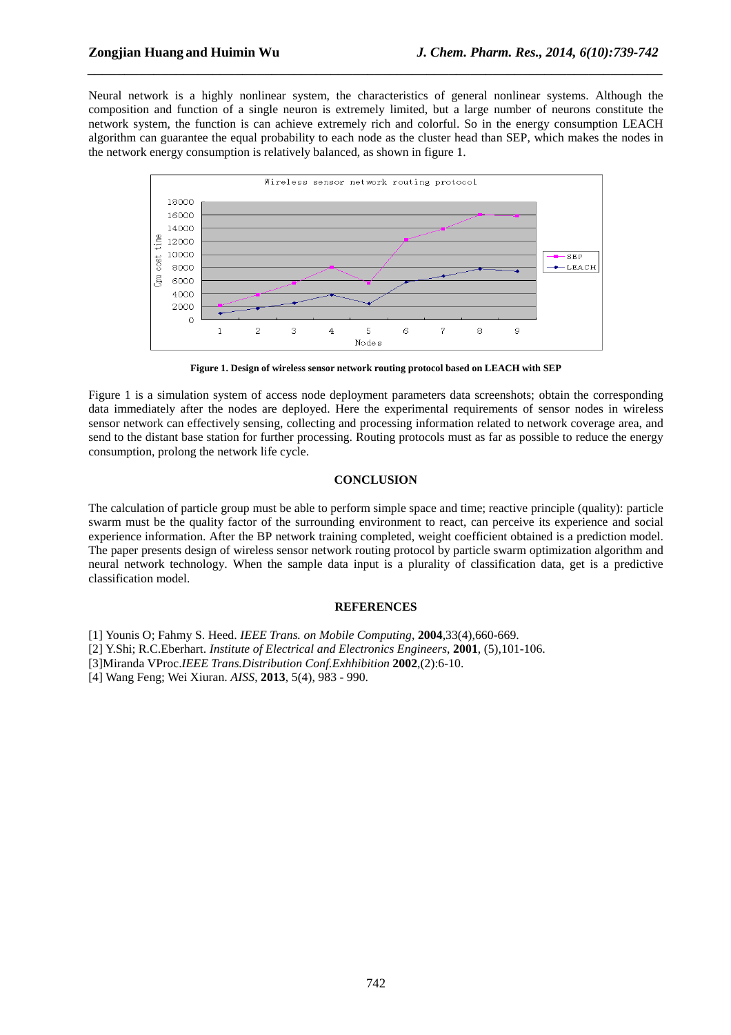Neural network is a highly nonlinear system, the characteristics of general nonlinear systems. Although the composition and function of a single neuron is extremely limited, but a large number of neurons constitute the network system, the function is can achieve extremely rich and colorful. So in the energy consumption LEACH algorithm can guarantee the equal probability to each node as the cluster head than SEP, which makes the nodes in the network energy consumption is relatively balanced, as shown in figure 1.

Wireless sensor network routing protocol

Gpu cost time

18000
16000
14000
12000
10000
8000
6000
4000
2000
0

1 2 3 4 5 6 7 8 9

Nodes

SEP
LEACH

**Figure 1. Design of wireless sensor network routing protocol based on LEACH with SEP**

Figure 1 is a simulation system of access node deployment parameters data screenshots; obtain the corresponding data immediately after the nodes are deployed. Here the experimental requirements of sensor nodes in wireless sensor network can effectively sensing, collecting and processing information related to network coverage area, and send to the distant base station for further processing. Routing protocols must as far as possible to reduce the energy consumption, prolong the network life cycle.

## CONCLUSION

The calculation of particle group must be able to perform simple space and time; reactive principle (quality): particle swarm must be the quality factor of the surrounding environment to react, can perceive its experience and social experience information. After the BP network training completed, weight coefficient obtained is a prediction model. The paper presents design of wireless sensor network routing protocol by particle swarm optimization algorithm and neural network technology. When the sample data input is a plurality of classification data, get is a predictive classification model.

## REFERENCES

[1] Younis O; Fahmy S. Heed. *IEEE Trans. on Mobile Computing*, **2004**,33(4),660-669.
[2] Y.Shi; R.C.Eberhart. *Institute of Electrical and Electronics Engineers*, **2001**, (5),101-106.
[3]Miranda VProc.*IEEE Trans.Distribution Conf.Exhhibition* **2002**,(2):6-10.
[4] Wang Feng; Wei Xiuran. *AISS*, **2013**, 5(4), 983 - 990.